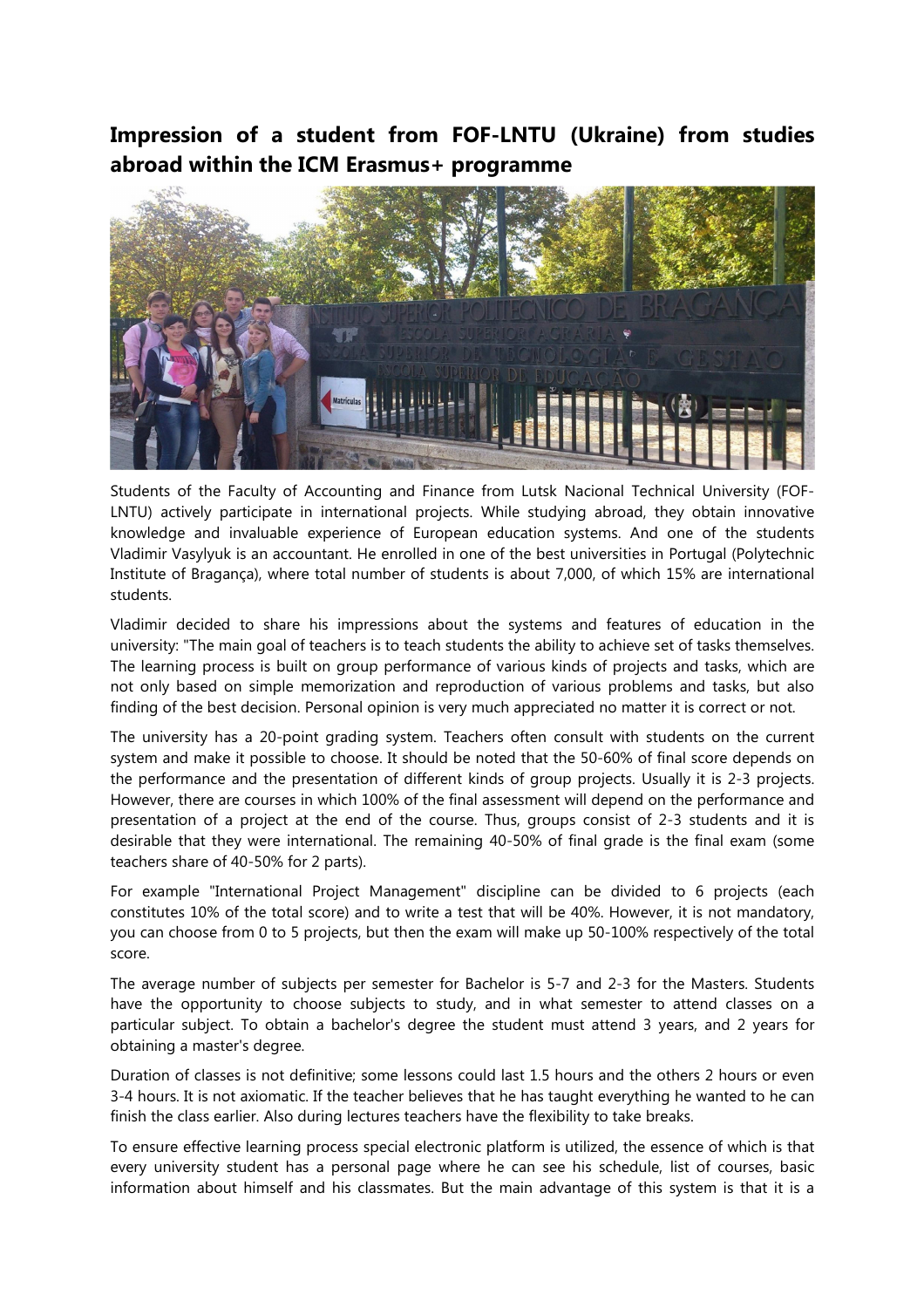## Impression of a student from FOF-LNTU (Ukraine) from studies abroad within the ICM Erasmus+ programme

Students of the Faculty of Accounting and Finance from Lutsk Nacional Technical University (FOF-LNTU) actively participate in international projects. While studying abroad, they obtain innovative knowledge and invaluable experience of European education systems. And one of the students Vladimir Vasylyuk is an accountant. He enrolled in one of the best universities in Portugal (Polytechnic Institute of Bragança), where total number of students is about 7,000, of which 15% are international students.

Vladimir decided to share his impressions about the systems and features of education in the university: "The main goal of teachers is to teach students the ability to achieve set of tasks themselves. The learning process is built on group performance of various kinds of projects and tasks, which are not only based on simple memorization and reproduction of various problems and tasks, but also finding of the best decision. Personal opinion is very much appreciated no matter it is correct or not.

The university has a 20-point grading system. Teachers often consult with students on the current system and make it possible to choose. It should be noted that the 50-60% of final score depends on the performance and the presentation of different kinds of group projects. Usually it is 2-3 projects. However, there are courses in which 100% of the final assessment will depend on the performance and presentation of a project at the end of the course. Thus, groups consist of 2-3 students and it is desirable that they were international. The remaining 40-50% of final grade is the final exam (some teachers share of 40-50% for 2 parts).

For example "International Project Management" discipline can be divided to 6 projects (each constitutes 10% of the total score) and to write a test that will be 40%. However, it is not mandatory, you can choose from 0 to 5 projects, but then the exam will make up 50-100% respectively of the total score.

The average number of subjects per semester for Bachelor is 5-7 and 2-3 for the Masters. Students have the opportunity to choose subjects to study, and in what semester to attend classes on a particular subject. To obtain a bachelor's degree the student must attend 3 years, and 2 years for obtaining a master's degree.

Duration of classes is not definitive; some lessons could last 1.5 hours and the others 2 hours or even 3-4 hours. It is not axiomatic. If the teacher believes that he has taught everything he wanted to he can finish the class earlier. Also during lectures teachers have the flexibility to take breaks.

To ensure effective learning process special electronic platform is utilized, the essence of which is that every university student has a personal page where he can see his schedule, list of courses, basic information about himself and his classmates. But the main advantage of this system is that it is a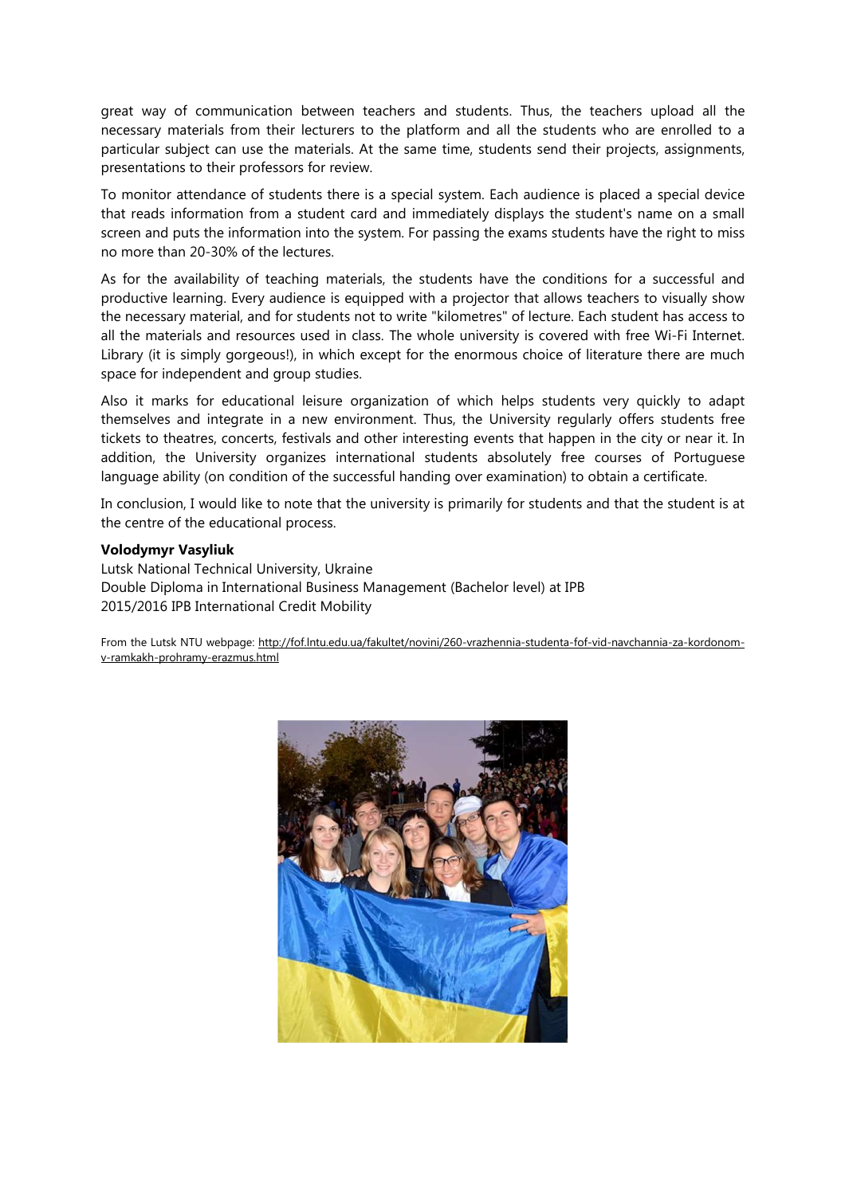great way of communication between teachers and students. Thus, the teachers upload all the necessary materials from their lecturers to the platform and all the students who are enrolled to a particular subject can use the materials. At the same time, students send their projects, assignments, presentations to their professors for review.

To monitor attendance of students there is a special system. Each audience is placed a special device that reads information from a student card and immediately displays the student's name on a small screen and puts the information into the system. For passing the exams students have the right to miss no more than 20-30% of the lectures.

As for the availability of teaching materials, the students have the conditions for a successful and productive learning. Every audience is equipped with a projector that allows teachers to visually show the necessary material, and for students not to write "kilometres" of lecture. Each student has access to all the materials and resources used in class. The whole university is covered with free Wi-Fi Internet. Library (it is simply gorgeous!), in which except for the enormous choice of literature there are much space for independent and group studies.

Also it marks for educational leisure organization of which helps students very quickly to adapt themselves and integrate in a new environment. Thus, the University regularly offers students free tickets to theatres, concerts, festivals and other interesting events that happen in the city or near it. In addition, the University organizes international students absolutely free courses of Portuguese language ability (on condition of the successful handing over examination) to obtain a certificate.

In conclusion, I would like to note that the university is primarily for students and that the student is at the centre of the educational process.

**Volodymyr Vasyliuk**
Lutsk National Technical University, Ukraine
Double Diploma in International Business Management (Bachelor level) at IPB
2015/2016 IPB International Credit Mobility

From the Lutsk NTU webpage: http://fof.lntu.edu.ua/fakultet/novini/260-vrazhennia-studenta-fof-vid-navchannia-za-kordonom-v-ramkakh-prohramy-erazmus.html